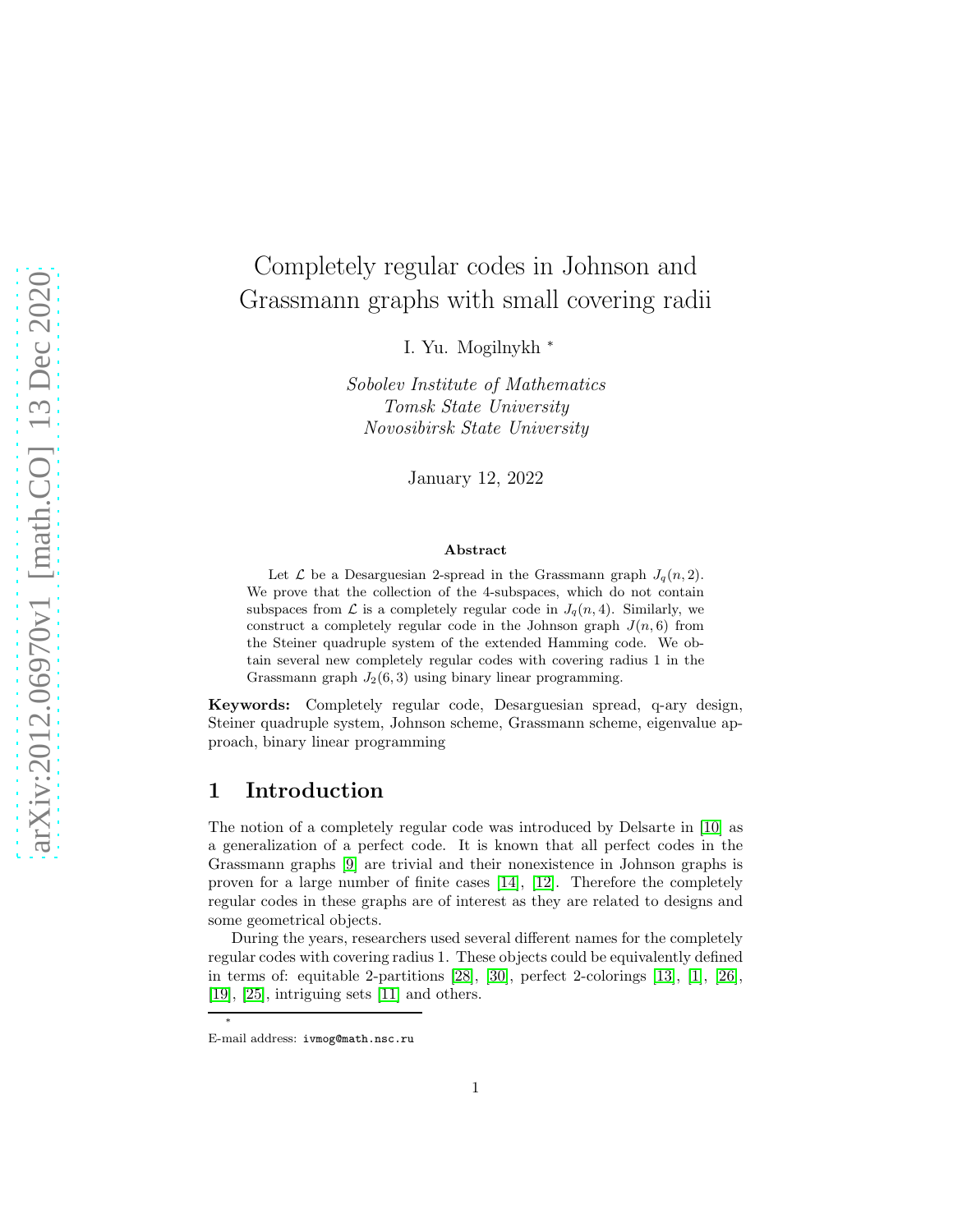# Completely regular codes in Johnson and Grassmann graphs with small covering radii

I. Yu. Mogilnykh *

*Sobolev Institute of Mathematics*
*Tomsk State University*
*Novosibirsk State University*

January 12, 2022

### Abstract

Let $\mathcal{L}$ be a Desarguesian 2-spread in the Grassmann graph $J_q(n,2)$. We prove that the collection of the 4-subspaces, which do not contain subspaces from $\mathcal{L}$ is a completely regular code in $J_q(n,4)$. Similarly, we construct a completely regular code in the Johnson graph $J(n,6)$ from the Steiner quadruple system of the extended Hamming code. We obtain several new completely regular codes with covering radius 1 in the Grassmann graph $J_2(6,3)$ using binary linear programming.

**Keywords:** Completely regular code, Desarguesian spread, q-ary design, Steiner quadruple system, Johnson scheme, Grassmann scheme, eigenvalue approach, binary linear programming

## 1 Introduction

The notion of a completely regular code was introduced by Delsarte in [10] as a generalization of a perfect code. It is known that all perfect codes in the Grassmann graphs [9] are trivial and their nonexistence in Johnson graphs is proven for a large number of finite cases [14], [12]. Therefore the completely regular codes in these graphs are of interest as they are related to designs and some geometrical objects.

During the years, researchers used several different names for the completely regular codes with covering radius 1. These objects could be equivalently defined in terms of: equitable 2-partitions [28], [30], perfect 2-colorings [13], [1], [26], [19], [25], intriguing sets [11] and others.

*E-mail address: ivmog@math.nsc.ru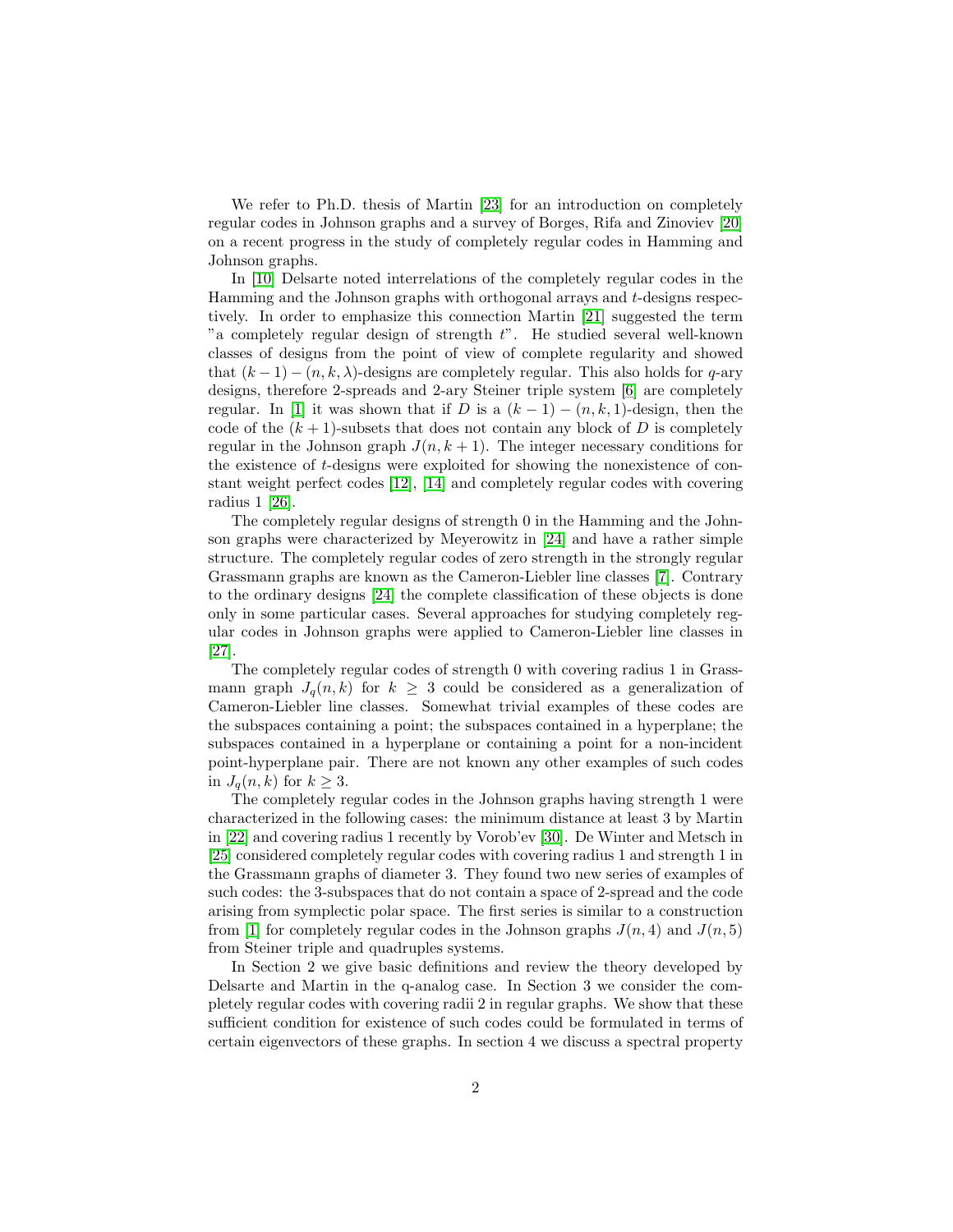We refer to Ph.D. thesis of Martin [23] for an introduction on completely regular codes in Johnson graphs and a survey of Borges, Rifa and Zinoviev [20] on a recent progress in the study of completely regular codes in Hamming and Johnson graphs.

In [10] Delsarte noted interrelations of the completely regular codes in the Hamming and the Johnson graphs with orthogonal arrays and $t$-designs respectively. In order to emphasize this connection Martin [21] suggested the term "a completely regular design of strength $t$". He studied several well-known classes of designs from the point of view of complete regularity and showed that $(k-1)-(n,k,\lambda)$-designs are completely regular. This also holds for $q$-ary designs, therefore 2-spreads and 2-ary Steiner triple system [6] are completely regular. In [1] it was shown that if $D$ is a $(k-1)-(n,k,1)$-design, then the code of the $(k+1)$-subsets that does not contain any block of $D$ is completely regular in the Johnson graph $J(n,k+1)$. The integer necessary conditions for the existence of $t$-designs were exploited for showing the nonexistence of constant weight perfect codes [12], [14] and completely regular codes with covering radius 1 [26].

The completely regular designs of strength 0 in the Hamming and the Johnson graphs were characterized by Meyerowitz in [24] and have a rather simple structure. The completely regular codes of zero strength in the strongly regular Grassmann graphs are known as the Cameron-Liebler line classes [7]. Contrary to the ordinary designs [24] the complete classification of these objects is done only in some particular cases. Several approaches for studying completely regular codes in Johnson graphs were applied to Cameron-Liebler line classes in [27].

The completely regular codes of strength 0 with covering radius 1 in Grassmann graph $J_q(n,k)$ for $k \geq 3$ could be considered as a generalization of Cameron-Liebler line classes. Somewhat trivial examples of these codes are the subspaces containing a point; the subspaces contained in a hyperplane; the subspaces contained in a hyperplane or containing a point for a non-incident point-hyperplane pair. There are not known any other examples of such codes in $J_q(n,k)$ for $k \geq 3$.

The completely regular codes in the Johnson graphs having strength 1 were characterized in the following cases: the minimum distance at least 3 by Martin in [22] and covering radius 1 recently by Vorob'ev [30]. De Winter and Metsch in [25] considered completely regular codes with covering radius 1 and strength 1 in the Grassmann graphs of diameter 3. They found two new series of examples of such codes: the 3-subspaces that do not contain a space of 2-spread and the code arising from symplectic polar space. The first series is similar to a construction from [1] for completely regular codes in the Johnson graphs $J(n,4)$ and $J(n,5)$ from Steiner triple and quadruples systems.

In Section 2 we give basic definitions and review the theory developed by Delsarte and Martin in the q-analog case. In Section 3 we consider the completely regular codes with covering radii 2 in regular graphs. We show that these sufficient condition for existence of such codes could be formulated in terms of certain eigenvectors of these graphs. In section 4 we discuss a spectral property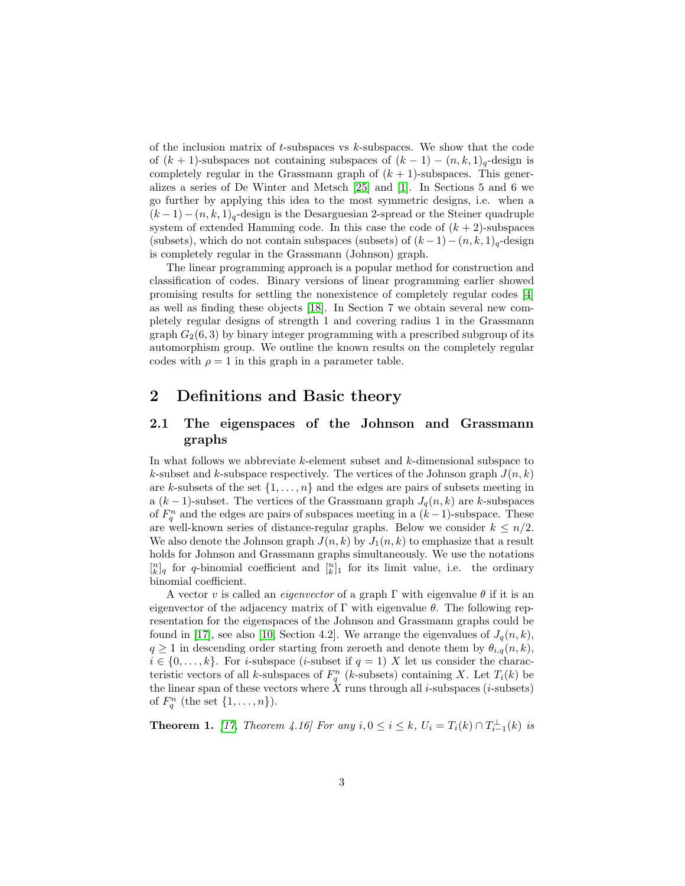of the inclusion matrix of $t$-subspaces vs $k$-subspaces. We show that the code of $(k+1)$-subspaces not containing subspaces of $(k-1)-(n,k,1)_q$-design is completely regular in the Grassmann graph of $(k+1)$-subspaces. This generalizes a series of De Winter and Metsch [25] and [1]. In Sections 5 and 6 we go further by applying this idea to the most symmetric designs, i.e. when a $(k-1)-(n,k,1)_q$-design is the Desarguesian 2-spread or the Steiner quadruple system of extended Hamming code. In this case the code of $(k+2)$-subspaces (subsets), which do not contain subspaces (subsets) of $(k-1)-(n,k,1)_q$-design is completely regular in the Grassmann (Johnson) graph.

The linear programming approach is a popular method for construction and classification of codes. Binary versions of linear programming earlier showed promising results for settling the nonexistence of completely regular codes [4] as well as finding these objects [18]. In Section 7 we obtain several new completely regular designs of strength 1 and covering radius 1 in the Grassmann graph $G_2(6,3)$ by binary integer programming with a prescribed subgroup of its automorphism group. We outline the known results on the completely regular codes with $\rho = 1$ in this graph in a parameter table.

## 2 Definitions and Basic theory

### 2.1 The eigenspaces of the Johnson and Grassmann graphs

In what follows we abbreviate $k$-element subset and $k$-dimensional subspace to $k$-subset and $k$-subspace respectively. The vertices of the Johnson graph $J(n,k)$ are $k$-subsets of the set $\{1,\ldots,n\}$ and the edges are pairs of subsets meeting in a $(k-1)$-subset. The vertices of the Grassmann graph $J_q(n,k)$ are $k$-subspaces of $F_q^n$ and the edges are pairs of subspaces meeting in a $(k-1)$-subspace. These are well-known series of distance-regular graphs. Below we consider $k \leq n/2$. We also denote the Johnson graph $J(n,k)$ by $J_1(n,k)$ to emphasize that a result holds for Johnson and Grassmann graphs simultaneously. We use the notations $\left[{n \atop k}\right]_q$ for $q$-binomial coefficient and $\left[{n \atop k}\right]_1$ for its limit value, i.e. the ordinary binomial coefficient.

A vector $v$ is called an *eigenvector* of a graph $\Gamma$ with eigenvalue $\theta$ if it is an eigenvector of the adjacency matrix of $\Gamma$ with eigenvalue $\theta$. The following representation for the eigenspaces of the Johnson and Grassmann graphs could be found in [17], see also [10, Section 4.2]. We arrange the eigenvalues of $J_q(n,k)$, $q \geq 1$ in descending order starting from zeroeth and denote them by $\theta_{i,q}(n,k)$, $i \in \{0,\ldots,k\}$. For $i$-subspace ($i$-subset if $q=1$) $X$ let us consider the characteristic vectors of all $k$-subspaces of $F_q^n$ ($k$-subsets) containing $X$. Let $T_i(k)$ be the linear span of these vectors where $X$ runs through all $i$-subspaces ($i$-subsets) of $F_q^n$ (the set $\{1,\ldots,n\}$).

**Theorem 1.** *[17, Theorem 4.16] For any $i, 0 \leq i \leq k$, $U_i = T_i(k) \cap T_{i-1}^{\perp}(k)$ is*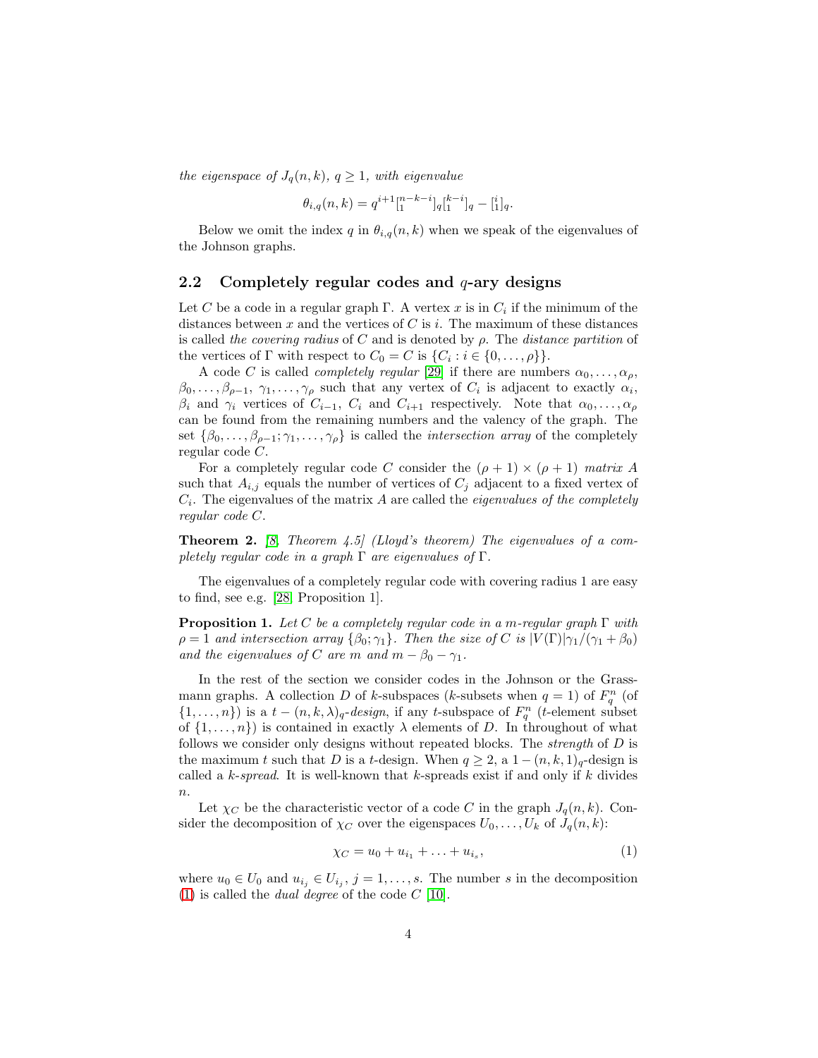*the eigenspace of $J_q(n,k)$, $q \geq 1$, with eigenvalue*

$$\theta_{i,q}(n,k) = q^{i+1}\left[\begin{smallmatrix} n-k-i \\ 1 \end{smallmatrix}\right]_q \left[\begin{smallmatrix} k-i \\ 1 \end{smallmatrix}\right]_q - \left[\begin{smallmatrix} i \\ 1 \end{smallmatrix}\right]_q.$$

Below we omit the index $q$ in $\theta_{i,q}(n,k)$ when we speak of the eigenvalues of the Johnson graphs.

## 2.2 Completely regular codes and $q$-ary designs

Let $C$ be a code in a regular graph $\Gamma$. A vertex $x$ is in $C_i$ if the minimum of the distances between $x$ and the vertices of $C$ is $i$. The maximum of these distances is called *the covering radius* of $C$ and is denoted by $\rho$. The *distance partition* of the vertices of $\Gamma$ with respect to $C_0 = C$ is $\{C_i : i \in \{0, \dots, \rho\}\}$.

A code $C$ is called *completely regular* [29] if there are numbers $\alpha_0, \dots, \alpha_\rho$, $\beta_0, \dots, \beta_{\rho-1}$, $\gamma_1, \dots, \gamma_\rho$ such that any vertex of $C_i$ is adjacent to exactly $\alpha_i$, $\beta_i$ and $\gamma_i$ vertices of $C_{i-1}$, $C_i$ and $C_{i+1}$ respectively. Note that $\alpha_0, \dots, \alpha_\rho$ can be found from the remaining numbers and the valency of the graph. The set $\{\beta_0, \dots, \beta_{\rho-1}; \gamma_1, \dots, \gamma_\rho\}$ is called the *intersection array* of the completely regular code $C$.

For a completely regular code $C$ consider the $(\rho+1) \times (\rho+1)$ *matrix* $A$ such that $A_{i,j}$ equals the number of vertices of $C_j$ adjacent to a fixed vertex of $C_i$. The eigenvalues of the matrix $A$ are called the *eigenvalues of the completely regular code* $C$.

**Theorem 2.** *[8, Theorem 4.5] (Lloyd's theorem) The eigenvalues of a completely regular code in a graph $\Gamma$ are eigenvalues of $\Gamma$.*

The eigenvalues of a completely regular code with covering radius 1 are easy to find, see e.g. [28, Proposition 1].

**Proposition 1.** *Let $C$ be a completely regular code in a $m$-regular graph $\Gamma$ with $\rho = 1$ and intersection array $\{\beta_0; \gamma_1\}$. Then the size of $C$ is $|V(\Gamma)|\gamma_1/(\gamma_1 + \beta_0)$ and the eigenvalues of $C$ are $m$ and $m - \beta_0 - \gamma_1$.*

In the rest of the section we consider codes in the Johnson or the Grassmann graphs. A collection $D$ of $k$-subspaces ($k$-subsets when $q = 1$) of $F_q^n$ (of $\{1, \dots, n\}$) is a $t-(n,k,\lambda)_q$*-design*, if any $t$-subspace of $F_q^n$ ($t$-element subset of $\{1, \dots, n\}$) is contained in exactly $\lambda$ elements of $D$. In throughout of what follows we consider only designs without repeated blocks. The *strength* of $D$ is the maximum $t$ such that $D$ is a $t$-design. When $q \geq 2$, a $1-(n,k,1)_q$-design is called a $k$*-spread*. It is well-known that $k$-spreads exist if and only if $k$ divides $n$.

Let $\chi_C$ be the characteristic vector of a code $C$ in the graph $J_q(n,k)$. Consider the decomposition of $\chi_C$ over the eigenspaces $U_0, \dots, U_k$ of $J_q(n,k)$:

$$\chi_C = u_0 + u_{i_1} + \ldots + u_{i_s}, \tag{1}$$

where $u_0 \in U_0$ and $u_{i_j} \in U_{i_j}$, $j = 1, \dots, s$. The number $s$ in the decomposition (1) is called the *dual degree* of the code $C$ [10].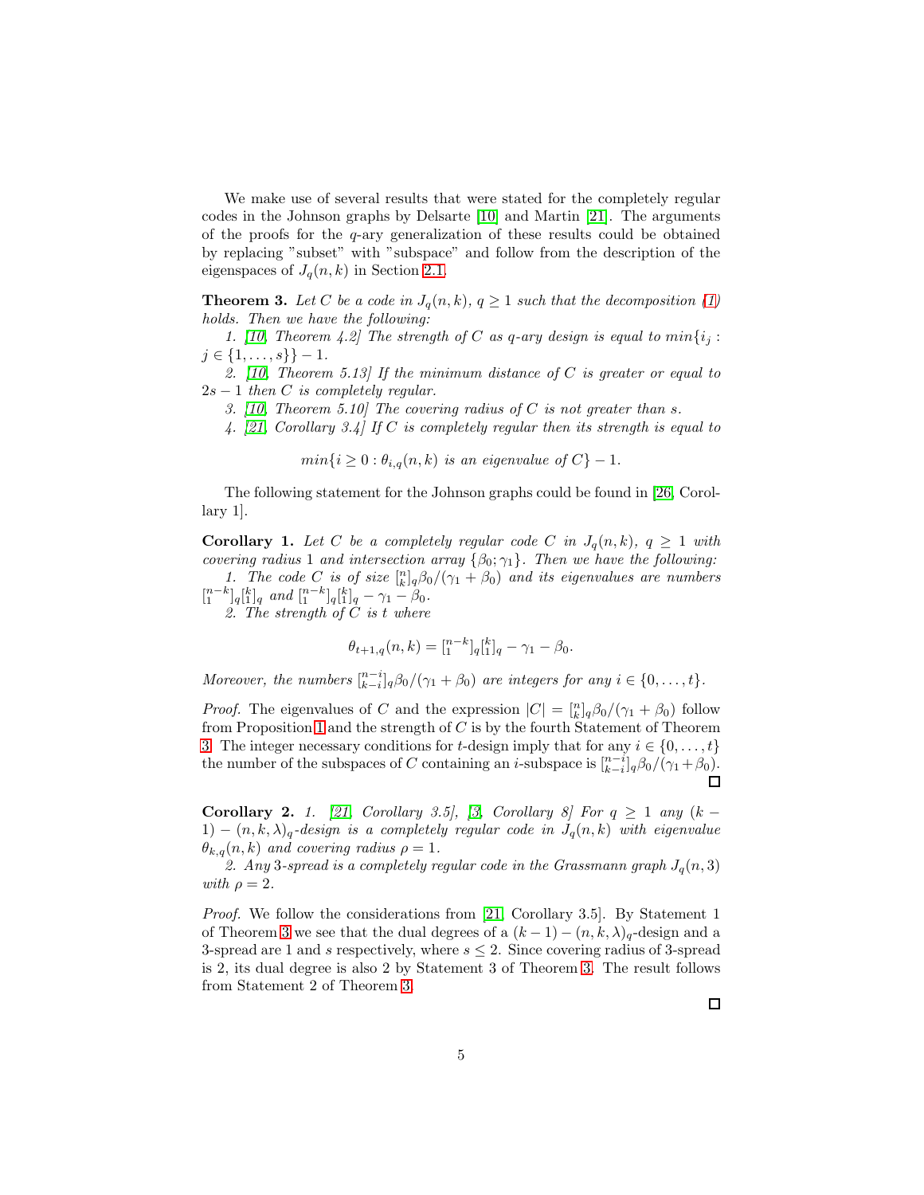We make use of several results that were stated for the completely regular codes in the Johnson graphs by Delsarte [10] and Martin [21]. The arguments of the proofs for the $q$-ary generalization of these results could be obtained by replacing "subset" with "subspace" and follow from the description of the eigenspaces of $J_q(n,k)$ in Section 2.1.

**Theorem 3.** *Let $C$ be a code in $J_q(n,k)$, $q \geq 1$ such that the decomposition (1) holds. Then we have the following:*

*1. [10, Theorem 4.2] The strength of $C$ as $q$-ary design is equal to $min\{i_j : j \in \{1,\dots,s\}\} - 1$.*

*2. [10, Theorem 5.13] If the minimum distance of $C$ is greater or equal to $2s-1$ then $C$ is completely regular.*

*3. [10, Theorem 5.10] The covering radius of $C$ is not greater than $s$.*

*4. [21, Corollary 3.4] If $C$ is completely regular then its strength is equal to*

$$min\{i \geq 0 : \theta_{i,q}(n,k) \text{ is an eigenvalue of } C\} - 1.$$

The following statement for the Johnson graphs could be found in [26, Corollary 1].

**Corollary 1.** *Let $C$ be a completely regular code $C$ in $J_q(n,k)$, $q \geq 1$ with covering radius 1 and intersection array $\{\beta_0;\gamma_1\}$. Then we have the following:*

*1. The code $C$ is of size ${n \brack k}_q\beta_0/(\gamma_1+\beta_0)$ and its eigenvalues are numbers ${n-k \brack 1}_q{k \brack 1}_q$ and ${n-k \brack 1}_q{k \brack 1}_q - \gamma_1 - \beta_0$.*

*2. The strength of $C$ is $t$ where*

$$\theta_{t+1,q}(n,k) = {n-k \brack 1}_q{k \brack 1}_q - \gamma_1 - \beta_0.$$

*Moreover, the numbers ${n-i \brack k-i}_q\beta_0/(\gamma_1+\beta_0)$ are integers for any $i \in \{0,\dots,t\}$.*

*Proof.* The eigenvalues of $C$ and the expression $|C| = {n \brack k}_q\beta_0/(\gamma_1+\beta_0)$ follow from Proposition 1 and the strength of $C$ is by the fourth Statement of Theorem 3. The integer necessary conditions for $t$-design imply that for any $i \in \{0,\dots,t\}$ the number of the subspaces of $C$ containing an $i$-subspace is ${n-i \brack k-i}_q\beta_0/(\gamma_1+\beta_0)$. □

**Corollary 2.** *1. [21, Corollary 3.5], [3, Corollary 8] For $q \geq 1$ any $(k-1)-(n,k,\lambda)_q$-design is a completely regular code in $J_q(n,k)$ with eigenvalue $\theta_{k,q}(n,k)$ and covering radius $\rho = 1$.*

*2. Any 3-spread is a completely regular code in the Grassmann graph $J_q(n,3)$ with $\rho = 2$.*

*Proof.* We follow the considerations from [21, Corollary 3.5]. By Statement 1 of Theorem 3 we see that the dual degrees of a $(k-1)-(n,k,\lambda)_q$-design and a 3-spread are 1 and $s$ respectively, where $s \leq 2$. Since covering radius of 3-spread is 2, its dual degree is also 2 by Statement 3 of Theorem 3. The result follows from Statement 2 of Theorem 3.

□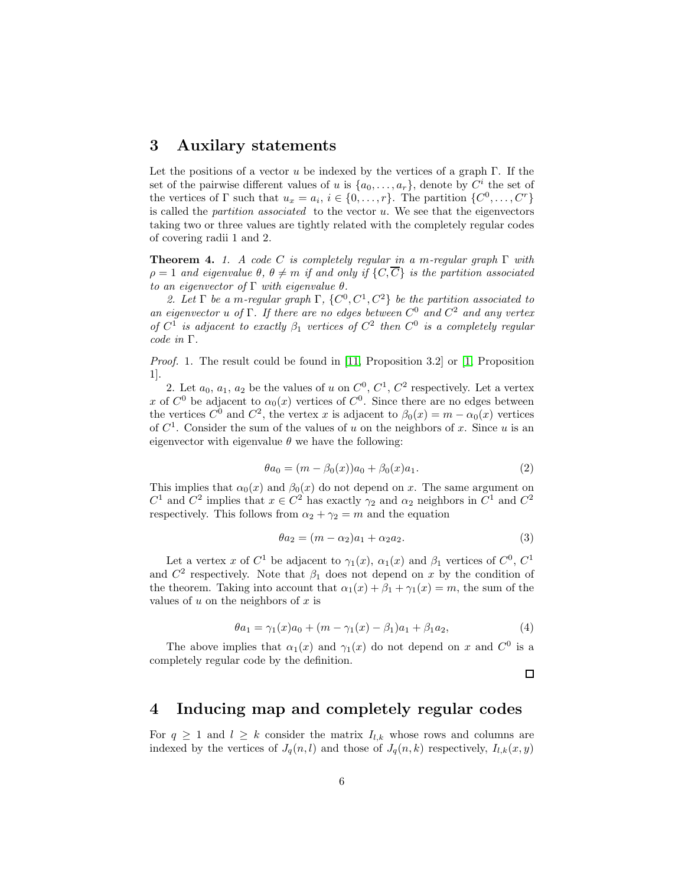## 3 Auxilary statements

Let the positions of a vector $u$ be indexed by the vertices of a graph $\Gamma$. If the set of the pairwise different values of $u$ is $\{a_0, \dots, a_r\}$, denote by $C^i$ the set of the vertices of $\Gamma$ such that $u_x = a_i$, $i \in \{0, \dots, r\}$. The partition $\{C^0, \dots, C^r\}$ is called the *partition associated* to the vector $u$. We see that the eigenvectors taking two or three values are tightly related with the completely regular codes of covering radii 1 and 2.

**Theorem 4.** *1. A code $C$ is completely regular in a $m$-regular graph $\Gamma$ with $\rho = 1$ and eigenvalue $\theta$, $\theta \neq m$ if and only if $\{C, \overline{C}\}$ is the partition associated to an eigenvector of $\Gamma$ with eigenvalue $\theta$.*

*2. Let $\Gamma$ be a $m$-regular graph $\Gamma$, $\{C^0, C^1, C^2\}$ be the partition associated to an eigenvector $u$ of $\Gamma$. If there are no edges between $C^0$ and $C^2$ and any vertex of $C^1$ is adjacent to exactly $\beta_1$ vertices of $C^2$ then $C^0$ is a completely regular code in $\Gamma$.*

*Proof.* 1. The result could be found in [11, Proposition 3.2] or [1, Proposition 1].

2. Let $a_0$, $a_1$, $a_2$ be the values of $u$ on $C^0$, $C^1$, $C^2$ respectively. Let a vertex $x$ of $C^0$ be adjacent to $\alpha_0(x)$ vertices of $C^0$. Since there are no edges between the vertices $C^0$ and $C^2$, the vertex $x$ is adjacent to $\beta_0(x) = m - \alpha_0(x)$ vertices of $C^1$. Consider the sum of the values of $u$ on the neighbors of $x$. Since $u$ is an eigenvector with eigenvalue $\theta$ we have the following:

$$\theta a_0 = (m - \beta_0(x))a_0 + \beta_0(x)a_1. \tag{2}$$

This implies that $\alpha_0(x)$ and $\beta_0(x)$ do not depend on $x$. The same argument on $C^1$ and $C^2$ implies that $x \in C^2$ has exactly $\gamma_2$ and $\alpha_2$ neighbors in $C^1$ and $C^2$ respectively. This follows from $\alpha_2 + \gamma_2 = m$ and the equation

$$\theta a_2 = (m - \alpha_2)a_1 + \alpha_2 a_2. \tag{3}$$

Let a vertex $x$ of $C^1$ be adjacent to $\gamma_1(x)$, $\alpha_1(x)$ and $\beta_1$ vertices of $C^0$, $C^1$ and $C^2$ respectively. Note that $\beta_1$ does not depend on $x$ by the condition of the theorem. Taking into account that $\alpha_1(x) + \beta_1 + \gamma_1(x) = m$, the sum of the values of $u$ on the neighbors of $x$ is

$$\theta a_1 = \gamma_1(x)a_0 + (m - \gamma_1(x) - \beta_1)a_1 + \beta_1 a_2, \tag{4}$$

The above implies that $\alpha_1(x)$ and $\gamma_1(x)$ do not depend on $x$ and $C^0$ is a completely regular code by the definition.

□

## 4 Inducing map and completely regular codes

For $q \geq 1$ and $l \geq k$ consider the matrix $I_{l,k}$ whose rows and columns are indexed by the vertices of $J_q(n, l)$ and those of $J_q(n, k)$ respectively, $I_{l,k}(x, y)$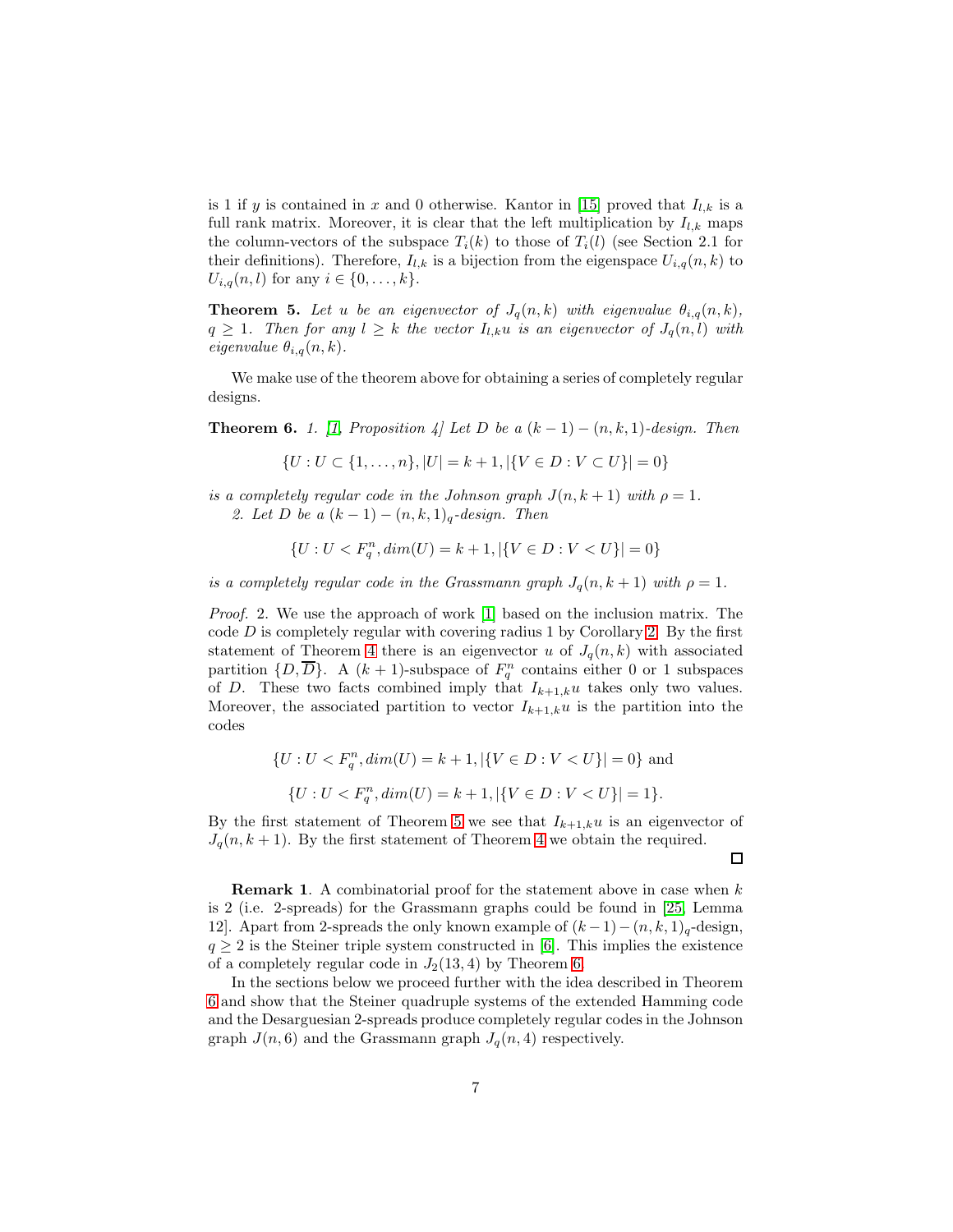is 1 if $y$ is contained in $x$ and 0 otherwise. Kantor in [15] proved that $I_{l,k}$ is a full rank matrix. Moreover, it is clear that the left multiplication by $I_{l,k}$ maps the column-vectors of the subspace $T_i(k)$ to those of $T_i(l)$ (see Section 2.1 for their definitions). Therefore, $I_{l,k}$ is a bijection from the eigenspace $U_{i,q}(n,k)$ to $U_{i,q}(n,l)$ for any $i \in \{0,\ldots,k\}$.

**Theorem 5.** *Let $u$ be an eigenvector of $J_q(n,k)$ with eigenvalue $\theta_{i,q}(n,k)$, $q \geq 1$. Then for any $l \geq k$ the vector $I_{l,k}u$ is an eigenvector of $J_q(n,l)$ with eigenvalue $\theta_{i,q}(n,k)$.*

We make use of the theorem above for obtaining a series of completely regular designs.

**Theorem 6.** *1. [1, Proposition 4] Let $D$ be a $(k-1)-(n,k,1)$-design. Then*

$$\{U : U \subset \{1,\ldots,n\}, |U| = k+1, |\{V \in D : V \subset U\}| = 0\}$$

*is a completely regular code in the Johnson graph $J(n,k+1)$ with $\rho = 1$.*

*2. Let $D$ be a $(k-1)-(n,k,1)_q$-design. Then*

$$\{U : U < F_q^n, dim(U) = k+1, |\{V \in D : V < U\}| = 0\}$$

*is a completely regular code in the Grassmann graph $J_q(n,k+1)$ with $\rho = 1$.*

*Proof.* 2. We use the approach of work [1] based on the inclusion matrix. The code $D$ is completely regular with covering radius 1 by Corollary 2. By the first statement of Theorem 4 there is an eigenvector $u$ of $J_q(n,k)$ with associated partition $\{D,\overline{D}\}$. A $(k+1)$-subspace of $F_q^n$ contains either 0 or 1 subspaces of $D$. These two facts combined imply that $I_{k+1,k}u$ takes only two values. Moreover, the associated partition to vector $I_{k+1,k}u$ is the partition into the codes

$$\{U : U < F_q^n, dim(U) = k+1, |\{V \in D : V < U\}| = 0\} \text{ and}$$

$$\{U : U < F_q^n, dim(U) = k+1, |\{V \in D : V < U\}| = 1\}.$$

By the first statement of Theorem 5 we see that $I_{k+1,k}u$ is an eigenvector of $J_q(n,k+1)$. By the first statement of Theorem 4 we obtain the required. □

**Remark 1**. A combinatorial proof for the statement above in case when $k$ is 2 (i.e. 2-spreads) for the Grassmann graphs could be found in [25, Lemma 12]. Apart from 2-spreads the only known example of $(k-1)-(n,k,1)_q$-design, $q \geq 2$ is the Steiner triple system constructed in [6]. This implies the existence of a completely regular code in $J_2(13,4)$ by Theorem 6.

In the sections below we proceed further with the idea described in Theorem 6 and show that the Steiner quadruple systems of the extended Hamming code and the Desarguesian 2-spreads produce completely regular codes in the Johnson graph $J(n,6)$ and the Grassmann graph $J_q(n,4)$ respectively.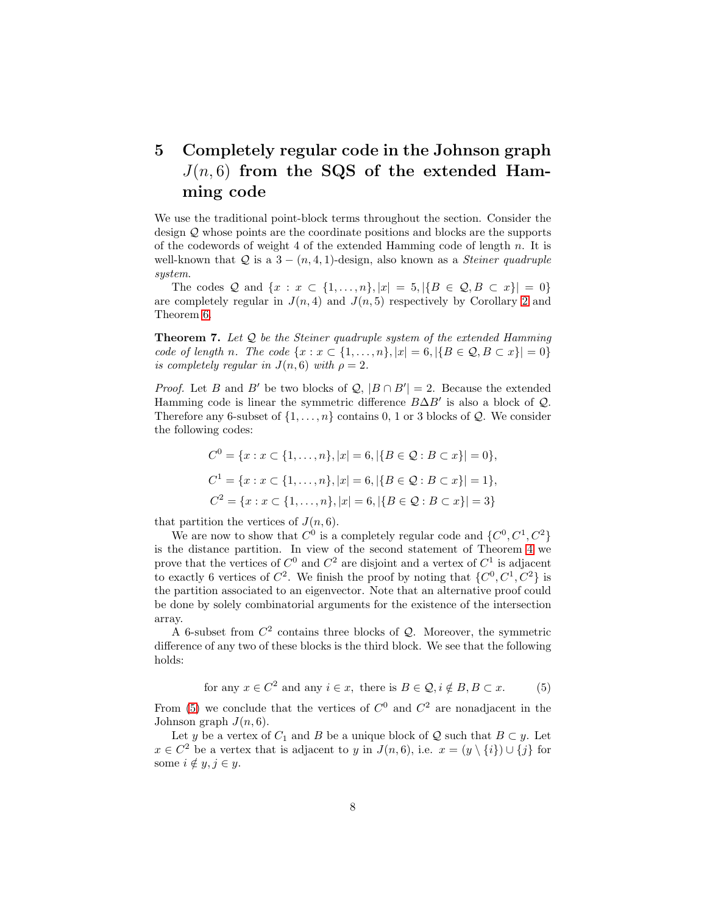## 5 Completely regular code in the Johnson graph $J(n, 6)$ from the SQS of the extended Hamming code

We use the traditional point-block terms throughout the section. Consider the design $\mathcal{Q}$ whose points are the coordinate positions and blocks are the supports of the codewords of weight 4 of the extended Hamming code of length $n$. It is well-known that $\mathcal{Q}$ is a $3-(n, 4, 1)$-design, also known as a *Steiner quadruple system*.

The codes $\mathcal{Q}$ and $\{x : x \subset \{1, \dots, n\}, |x| = 5, |\{B \in \mathcal{Q}, B \subset x\}| = 0\}$ are completely regular in $J(n, 4)$ and $J(n, 5)$ respectively by Corollary 2 and Theorem 6.

**Theorem 7.** *Let $\mathcal{Q}$ be the Steiner quadruple system of the extended Hamming code of length $n$. The code $\{x : x \subset \{1, \dots, n\}, |x| = 6, |\{B \in \mathcal{Q}, B \subset x\}| = 0\}$ is completely regular in $J(n, 6)$ with $\rho = 2$.*

*Proof.* Let $B$ and $B'$ be two blocks of $\mathcal{Q}$, $|B \cap B'| = 2$. Because the extended Hamming code is linear the symmetric difference $B \Delta B'$ is also a block of $\mathcal{Q}$. Therefore any 6-subset of $\{1, \dots, n\}$ contains 0, 1 or 3 blocks of $\mathcal{Q}$. We consider the following codes:

$$C^0 = \{x : x \subset \{1, \dots, n\}, |x| = 6, |\{B \in \mathcal{Q} : B \subset x\}| = 0\},$$

$$C^1 = \{x : x \subset \{1, \dots, n\}, |x| = 6, |\{B \in \mathcal{Q} : B \subset x\}| = 1\},$$

$$C^2 = \{x : x \subset \{1, \dots, n\}, |x| = 6, |\{B \in \mathcal{Q} : B \subset x\}| = 3\}$$

that partition the vertices of $J(n, 6)$.

We are now to show that $C^0$ is a completely regular code and $\{C^0, C^1, C^2\}$ is the distance partition. In view of the second statement of Theorem 4 we prove that the vertices of $C^0$ and $C^2$ are disjoint and a vertex of $C^1$ is adjacent to exactly 6 vertices of $C^2$. We finish the proof by noting that $\{C^0, C^1, C^2\}$ is the partition associated to an eigenvector. Note that an alternative proof could be done by solely combinatorial arguments for the existence of the intersection array.

A 6-subset from $C^2$ contains three blocks of $\mathcal{Q}$. Moreover, the symmetric difference of any two of these blocks is the third block. We see that the following holds:

$$\text{for any } x \in C^2 \text{ and any } i \in x, \text{ there is } B \in \mathcal{Q}, i \notin B, B \subset x. \tag{5}$$

From (5) we conclude that the vertices of $C^0$ and $C^2$ are nonadjacent in the Johnson graph $J(n, 6)$.

Let $y$ be a vertex of $C_1$ and $B$ be a unique block of $\mathcal{Q}$ such that $B \subset y$. Let $x \in C^2$ be a vertex that is adjacent to $y$ in $J(n, 6)$, i.e. $x = (y \setminus \{i\}) \cup \{j\}$ for some $i \notin y, j \in y$.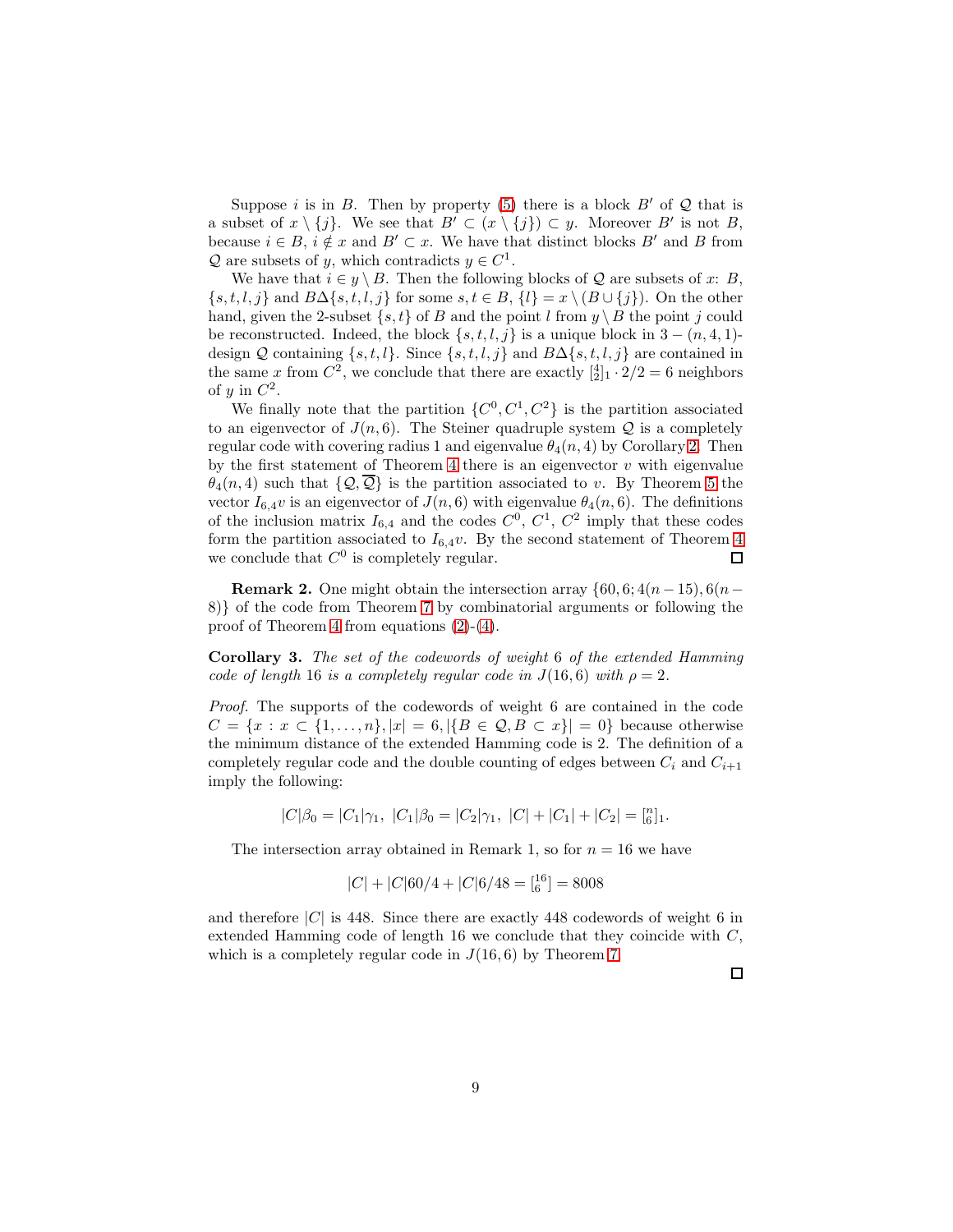Suppose $i$ is in $B$. Then by property (5) there is a block $B'$ of $\mathcal{Q}$ that is a subset of $x \setminus \{j\}$. We see that $B' \subset (x \setminus \{j\}) \subset y$. Moreover $B'$ is not $B$, because $i \in B$, $i \notin x$ and $B' \subset x$. We have that distinct blocks $B'$ and $B$ from $\mathcal{Q}$ are subsets of $y$, which contradicts $y \in C^1$.

We have that $i \in y \setminus B$. Then the following blocks of $\mathcal{Q}$ are subsets of $x$: $B$, $\{s,t,l,j\}$ and $B\Delta\{s,t,l,j\}$ for some $s,t \in B$, $\{l\} = x \setminus (B \cup \{j\})$. On the other hand, given the 2-subset $\{s,t\}$ of $B$ and the point $l$ from $y \setminus B$ the point $j$ could be reconstructed. Indeed, the block $\{s,t,l,j\}$ is a unique block in $3-(n,4,1)$-design $\mathcal{Q}$ containing $\{s,t,l\}$. Since $\{s,t,l,j\}$ and $B\Delta\{s,t,l,j\}$ are contained in the same $x$ from $C^2$, we conclude that there are exactly $\left[{4 \atop 2}\right]_1 \cdot 2/2 = 6$ neighbors of $y$ in $C^2$.

We finally note that the partition $\{C^0, C^1, C^2\}$ is the partition associated to an eigenvector of $J(n,6)$. The Steiner quadruple system $\mathcal{Q}$ is a completely regular code with covering radius 1 and eigenvalue $\theta_4(n,4)$ by Corollary 2. Then by the first statement of Theorem 4 there is an eigenvector $v$ with eigenvalue $\theta_4(n,4)$ such that $\{\mathcal{Q}, \overline{\mathcal{Q}}\}$ is the partition associated to $v$. By Theorem 5 the vector $I_{6,4}v$ is an eigenvector of $J(n,6)$ with eigenvalue $\theta_4(n,6)$. The definitions of the inclusion matrix $I_{6,4}$ and the codes $C^0$, $C^1$, $C^2$ imply that these codes form the partition associated to $I_{6,4}v$. By the second statement of Theorem 4 we conclude that $C^0$ is completely regular. □

**Remark 2.** One might obtain the intersection array $\{60, 6; 4(n-15), 6(n-8)\}$ of the code from Theorem 7 by combinatorial arguments or following the proof of Theorem 4 from equations (2)-(4).

**Corollary 3.** *The set of the codewords of weight 6 of the extended Hamming code of length 16 is a completely regular code in $J(16,6)$ with $\rho = 2$.*

*Proof.* The supports of the codewords of weight 6 are contained in the code $C = \{x : x \subset \{1,\dots,n\}, |x| = 6, |\{B \in \mathcal{Q}, B \subset x\}| = 0\}$ because otherwise the minimum distance of the extended Hamming code is 2. The definition of a completely regular code and the double counting of edges between $C_i$ and $C_{i+1}$ imply the following:

$$|C|\beta_0 = |C_1|\gamma_1,\ |C_1|\beta_0 = |C_2|\gamma_1,\ |C| + |C_1| + |C_2| = \left[{n \atop 6}\right]_1.$$

The intersection array obtained in Remark 1, so for $n = 16$ we have

$$|C| + |C|60/4 + |C|6/48 = \left[{16 \atop 6}\right] = 8008$$

and therefore $|C|$ is 448. Since there are exactly 448 codewords of weight 6 in extended Hamming code of length 16 we conclude that they coincide with $C$, which is a completely regular code in $J(16,6)$ by Theorem 7. □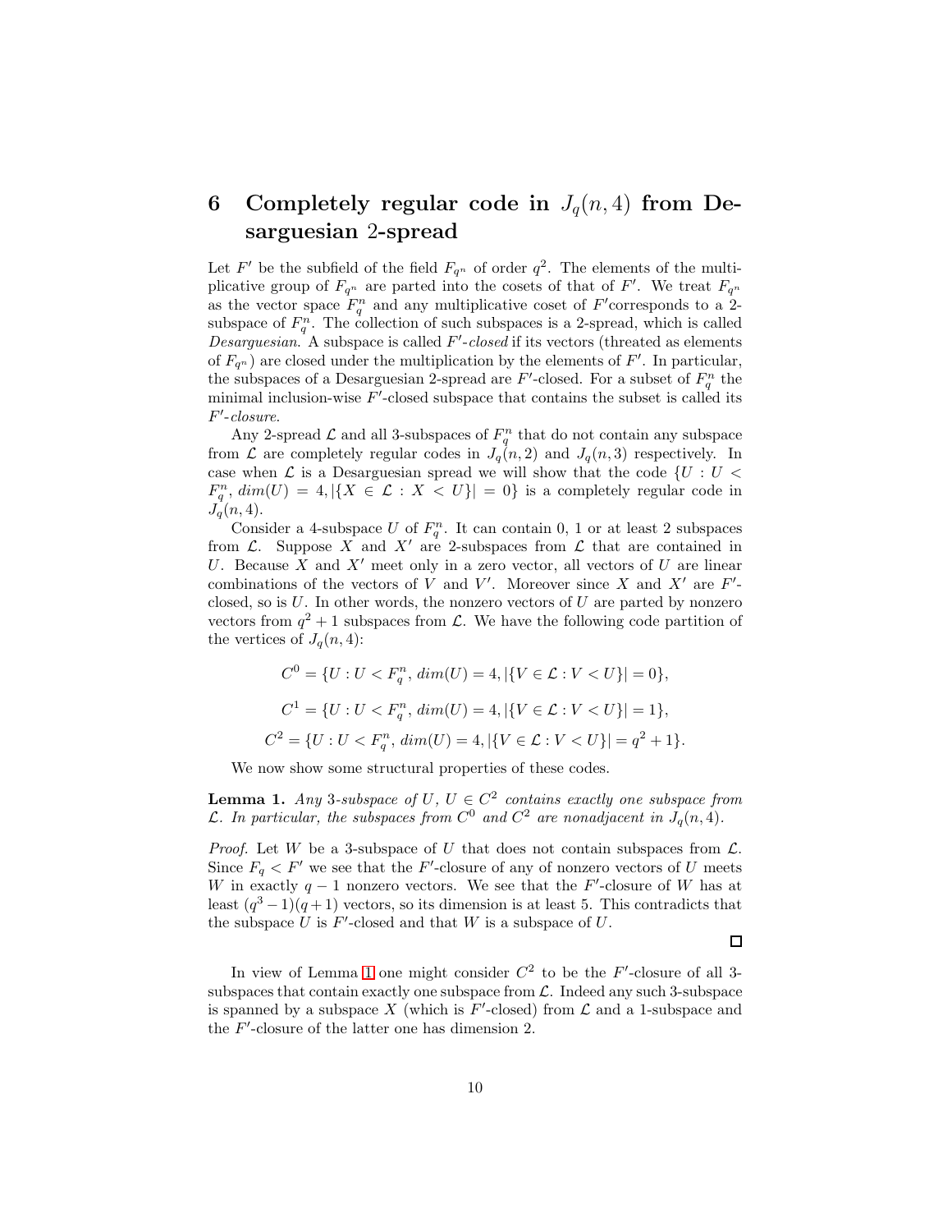## 6 Completely regular code in $J_q(n, 4)$ from Desarguesian 2-spread

Let $F'$ be the subfield of the field $F_{q^n}$ of order $q^2$. The elements of the multiplicative group of $F_{q^n}$ are parted into the cosets of that of $F'$. We treat $F_{q^n}$ as the vector space $F_q^n$ and any multiplicative coset of $F'$corresponds to a 2-subspace of $F_q^n$. The collection of such subspaces is a 2-spread, which is called *Desarguesian*. A subspace is called *$F'$-closed* if its vectors (threated as elements of $F_{q^n}$) are closed under the multiplication by the elements of $F'$. In particular, the subspaces of a Desarguesian 2-spread are $F'$-closed. For a subset of $F_q^n$ the minimal inclusion-wise $F'$-closed subspace that contains the subset is called its *$F'$-closure*.

Any 2-spread $\mathcal{L}$ and all 3-subspaces of $F_q^n$ that do not contain any subspace from $\mathcal{L}$ are completely regular codes in $J_q(n, 2)$ and $J_q(n, 3)$ respectively. In case when $\mathcal{L}$ is a Desarguesian spread we will show that the code $\{U : U < F_q^n, dim(U) = 4, |\{X \in \mathcal{L} : X < U\}| = 0\}$ is a completely regular code in $J_q(n, 4)$.

Consider a 4-subspace $U$ of $F_q^n$. It can contain 0, 1 or at least 2 subspaces from $\mathcal{L}$. Suppose $X$ and $X'$ are 2-subspaces from $\mathcal{L}$ that are contained in $U$. Because $X$ and $X'$ meet only in a zero vector, all vectors of $U$ are linear combinations of the vectors of $V$ and $V'$. Moreover since $X$ and $X'$ are $F'$-closed, so is $U$. In other words, the nonzero vectors of $U$ are parted by nonzero vectors from $q^2 + 1$ subspaces from $\mathcal{L}$. We have the following code partition of the vertices of $J_q(n, 4)$:

$$C^0 = \{U : U < F_q^n, dim(U) = 4, |\{V \in \mathcal{L} : V < U\}| = 0\},$$

$$C^1 = \{U : U < F_q^n, dim(U) = 4, |\{V \in \mathcal{L} : V < U\}| = 1\},$$

$$C^2 = \{U : U < F_q^n, dim(U) = 4, |\{V \in \mathcal{L} : V < U\}| = q^2 + 1\}.$$

We now show some structural properties of these codes.

**Lemma 1.** *Any 3-subspace of $U$, $U \in C^2$ contains exactly one subspace from $\mathcal{L}$. In particular, the subspaces from $C^0$ and $C^2$ are nonadjacent in $J_q(n, 4)$.*

*Proof.* Let $W$ be a 3-subspace of $U$ that does not contain subspaces from $\mathcal{L}$. Since $F_q < F'$ we see that the $F'$-closure of any of nonzero vectors of $U$ meets $W$ in exactly $q - 1$ nonzero vectors. We see that the $F'$-closure of $W$ has at least $(q^3 - 1)(q + 1)$ vectors, so its dimension is at least 5. This contradicts that the subspace $U$ is $F'$-closed and that $W$ is a subspace of $U$.

∎

In view of Lemma 1 one might consider $C^2$ to be the $F'$-closure of all 3-subspaces that contain exactly one subspace from $\mathcal{L}$. Indeed any such 3-subspace is spanned by a subspace $X$ (which is $F'$-closed) from $\mathcal{L}$ and a 1-subspace and the $F'$-closure of the latter one has dimension 2.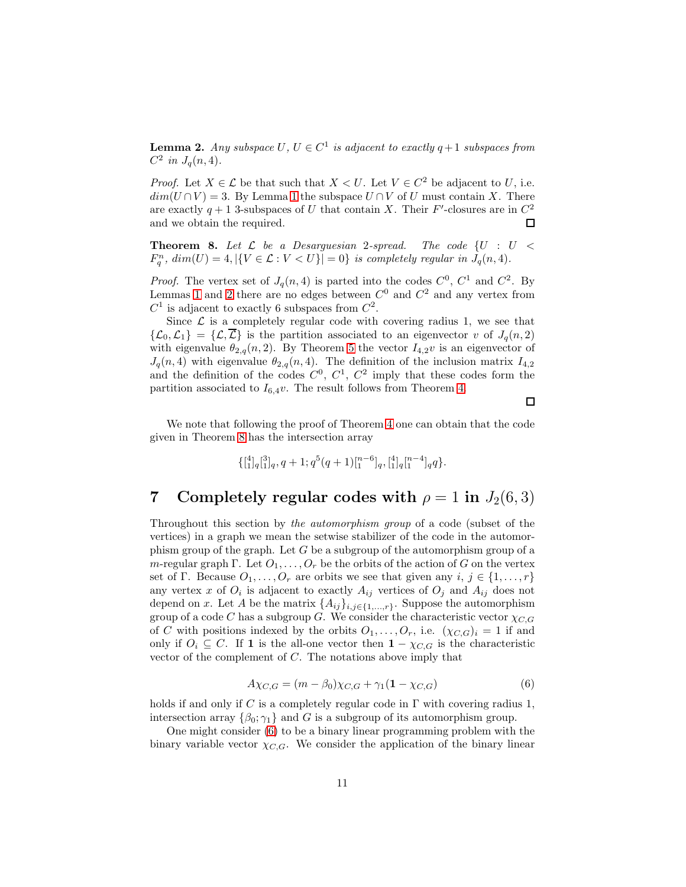**Lemma 2.** *Any subspace $U$, $U \in C^1$ is adjacent to exactly $q+1$ subspaces from $C^2$ in $J_q(n,4)$.*

*Proof.* Let $X \in \mathcal{L}$ be that such that $X < U$. Let $V \in C^2$ be adjacent to $U$, i.e. $dim(U \cap V) = 3$. By Lemma 1 the subspace $U \cap V$ of $U$ must contain $X$. There are exactly $q+1$ 3-subspaces of $U$ that contain $X$. Their $F'$-closures are in $C^2$ and we obtain the required. $\square$

**Theorem 8.** *Let $\mathcal{L}$ be a Desarguesian 2-spread. The code $\{U : U < F_q^n,\ dim(U) = 4, |\{V \in \mathcal{L} : V < U\}| = 0\}$ is completely regular in $J_q(n,4)$.*

*Proof.* The vertex set of $J_q(n,4)$ is parted into the codes $C^0$, $C^1$ and $C^2$. By Lemmas 1 and 2 there are no edges between $C^0$ and $C^2$ and any vertex from $C^1$ is adjacent to exactly 6 subspaces from $C^2$.

Since $\mathcal{L}$ is a completely regular code with covering radius 1, we see that $\{\mathcal{L}_0, \mathcal{L}_1\} = \{\mathcal{L}, \overline{\mathcal{L}}\}$ is the partition associated to an eigenvector $v$ of $J_q(n,2)$ with eigenvalue $\theta_{2,q}(n,2)$. By Theorem 5 the vector $I_{4,2}v$ is an eigenvector of $J_q(n,4)$ with eigenvalue $\theta_{2,q}(n,4)$. The definition of the inclusion matrix $I_{4,2}$ and the definition of the codes $C^0$, $C^1$, $C^2$ imply that these codes form the partition associated to $I_{6,4}v$. The result follows from Theorem 4. $\square$

We note that following the proof of Theorem 4 one can obtain that the code given in Theorem 8 has the intersection array

$$\{{\textstyle\begin{bmatrix}4\\1\end{bmatrix}_q\begin{bmatrix}3\\1\end{bmatrix}_q}, q+1; q^5(q+1){\textstyle\begin{bmatrix}n-6\\1\end{bmatrix}_q}, {\textstyle\begin{bmatrix}4\\1\end{bmatrix}_q\begin{bmatrix}n-4\\1\end{bmatrix}_q} q\}.$$

## 7 Completely regular codes with $\rho = 1$ in $J_2(6,3)$

Throughout this section by *the automorphism group* of a code (subset of the vertices) in a graph we mean the setwise stabilizer of the code in the automorphism group of the graph. Let $G$ be a subgroup of the automorphism group of a $m$-regular graph $\Gamma$. Let $O_1, \ldots, O_r$ be the orbits of the action of $G$ on the vertex set of $\Gamma$. Because $O_1, \ldots, O_r$ are orbits we see that given any $i$, $j \in \{1, \ldots, r\}$ any vertex $x$ of $O_i$ is adjacent to exactly $A_{ij}$ vertices of $O_j$ and $A_{ij}$ does not depend on $x$. Let $A$ be the matrix $\{A_{ij}\}_{i,j \in \{1,\ldots,r\}}$. Suppose the automorphism group of a code $C$ has a subgroup $G$. We consider the characteristic vector $\chi_{C,G}$ of $C$ with positions indexed by the orbits $O_1, \ldots, O_r$, i.e. $(\chi_{C,G})_i = 1$ if and only if $O_i \subseteq C$. If $\mathbf{1}$ is the all-one vector then $\mathbf{1} - \chi_{C,G}$ is the characteristic vector of the complement of $C$. The notations above imply that

$$A\chi_{C,G} = (m - \beta_0)\chi_{C,G} + \gamma_1(\mathbf{1} - \chi_{C,G}) \tag{6}$$

holds if and only if $C$ is a completely regular code in $\Gamma$ with covering radius 1, intersection array $\{\beta_0; \gamma_1\}$ and $G$ is a subgroup of its automorphism group.

One might consider (6) to be a binary linear programming problem with the binary variable vector $\chi_{C,G}$. We consider the application of the binary linear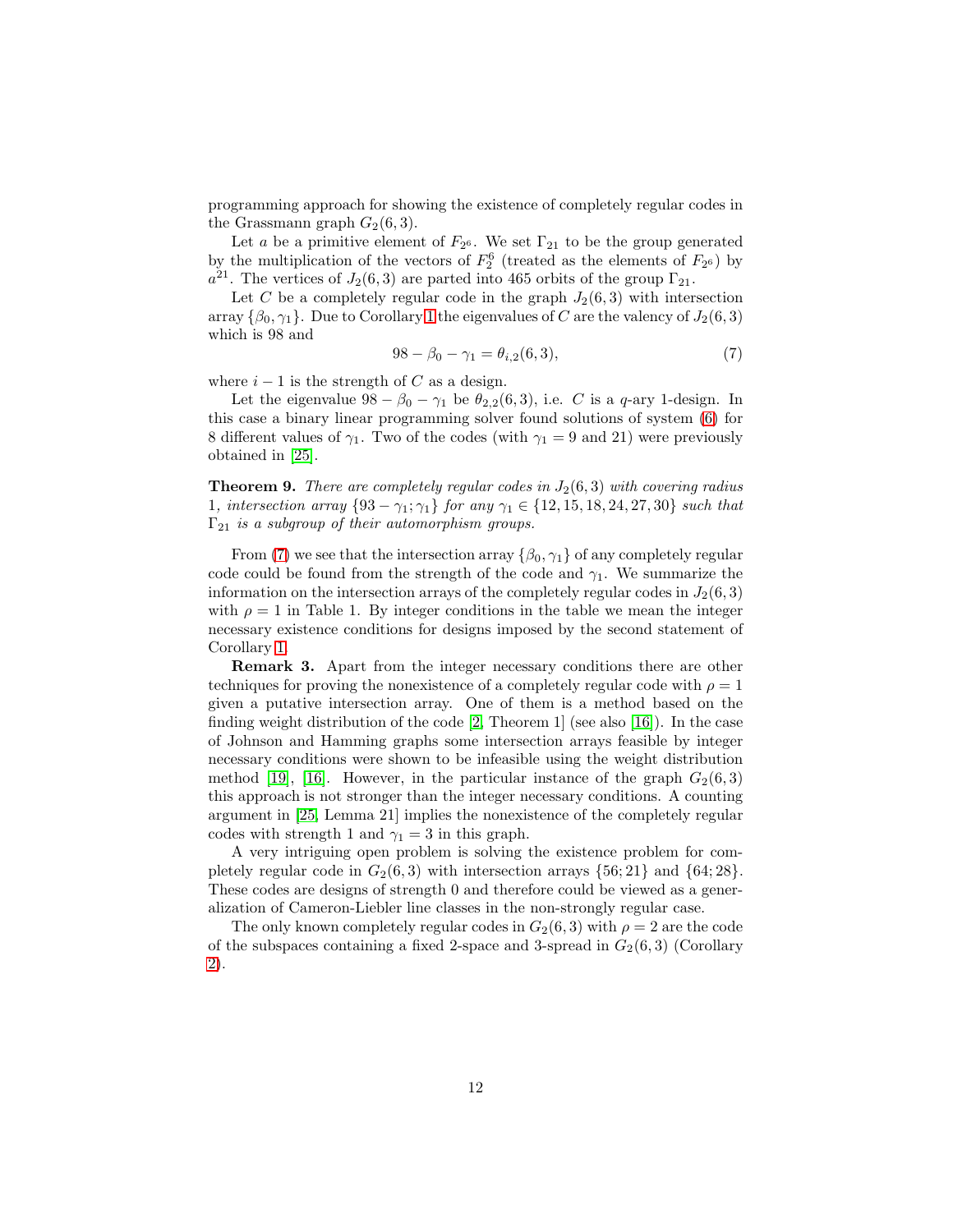programming approach for showing the existence of completely regular codes in the Grassmann graph $G_2(6,3)$.

Let $a$ be a primitive element of $F_{2^6}$. We set $\Gamma_{21}$ to be the group generated by the multiplication of the vectors of $F_2^6$ (treated as the elements of $F_{2^6}$) by $a^{21}$. The vertices of $J_2(6,3)$ are parted into 465 orbits of the group $\Gamma_{21}$.

Let $C$ be a completely regular code in the graph $J_2(6,3)$ with intersection array $\{\beta_0, \gamma_1\}$. Due to Corollary 1 the eigenvalues of $C$ are the valency of $J_2(6,3)$ which is 98 and

$$98 - \beta_0 - \gamma_1 = \theta_{i,2}(6,3), \tag{7}$$

where $i-1$ is the strength of $C$ as a design.

Let the eigenvalue $98 - \beta_0 - \gamma_1$ be $\theta_{2,2}(6,3)$, i.e. $C$ is a $q$-ary 1-design. In this case a binary linear programming solver found solutions of system (6) for 8 different values of $\gamma_1$. Two of the codes (with $\gamma_1 = 9$ and 21) were previously obtained in [25].

**Theorem 9.** *There are completely regular codes in $J_2(6,3)$ with covering radius 1, intersection array $\{93-\gamma_1; \gamma_1\}$ for any $\gamma_1 \in \{12, 15, 18, 24, 27, 30\}$ such that $\Gamma_{21}$ is a subgroup of their automorphism groups.*

From (7) we see that the intersection array $\{\beta_0, \gamma_1\}$ of any completely regular code could be found from the strength of the code and $\gamma_1$. We summarize the information on the intersection arrays of the completely regular codes in $J_2(6,3)$ with $\rho = 1$ in Table 1. By integer conditions in the table we mean the integer necessary existence conditions for designs imposed by the second statement of Corollary 1.

**Remark 3.** Apart from the integer necessary conditions there are other techniques for proving the nonexistence of a completely regular code with $\rho = 1$ given a putative intersection array. One of them is a method based on the finding weight distribution of the code [2, Theorem 1] (see also [16]). In the case of Johnson and Hamming graphs some intersection arrays feasible by integer necessary conditions were shown to be infeasible using the weight distribution method [19], [16]. However, in the particular instance of the graph $G_2(6,3)$ this approach is not stronger than the integer necessary conditions. A counting argument in [25, Lemma 21] implies the nonexistence of the completely regular codes with strength 1 and $\gamma_1 = 3$ in this graph.

A very intriguing open problem is solving the existence problem for completely regular code in $G_2(6,3)$ with intersection arrays $\{56; 21\}$ and $\{64; 28\}$. These codes are designs of strength 0 and therefore could be viewed as a generalization of Cameron-Liebler line classes in the non-strongly regular case.

The only known completely regular codes in $G_2(6,3)$ with $\rho = 2$ are the code of the subspaces containing a fixed 2-space and 3-spread in $G_2(6,3)$ (Corollary 2).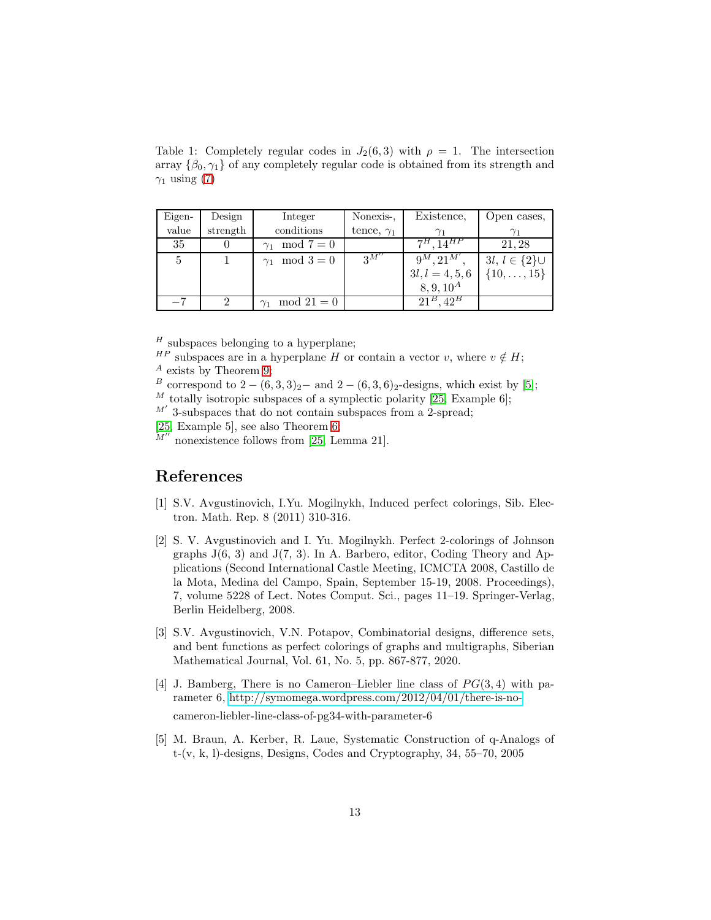Table 1: Completely regular codes in $J_2(6,3)$ with $\rho = 1$. The intersection array $\{\beta_0, \gamma_1\}$ of any completely regular code is obtained from its strength and $\gamma_1$ using (7)

| Eigen-value | Design strength | Integer conditions | Nonexis-, tence, $\gamma_1$ | Existence, $\gamma_1$ | Open cases, $\gamma_1$ |
|---|---|---|---|---|---|
| 35 | 0 | $\gamma_1 \mod 7 = 0$ | | $7^H, 14^{HP}$ | $21, 28$ |
| 5 | 1 | $\gamma_1 \mod 3 = 0$ | $3^{M''}$ | $9^M, 21^{M'}$, $3l, l = 4, 5, 6$ $8, 9, 10^A$ | $3l$, $l \in \{2\} \cup$ $\{10, \ldots, 15\}$ |
| $-7$ | 2 | $\gamma_1 \mod 21 = 0$ | | $21^B, 42^B$ | |

$^H$ subspaces belonging to a hyperplane;
$^{HP}$ subspaces are in a hyperplane $H$ or contain a vector $v$, where $v \notin H$;
$^A$ exists by Theorem 9;
$^B$ correspond to $2-(6,3,3)_2-$ and $2-(6,3,6)_2$-designs, which exist by [5];
$^M$ totally isotropic subspaces of a symplectic polarity [25, Example 6];
$^{M'}$ 3-subspaces that do not contain subspaces from a 2-spread;
[25, Example 5], see also Theorem 6;
$^{M''}$ nonexistence follows from [25, Lemma 21].

## References

[1] S.V. Avgustinovich, I.Yu. Mogilnykh, Induced perfect colorings, Sib. Electron. Math. Rep. 8 (2011) 310-316.

[2] S. V. Avgustinovich and I. Yu. Mogilnykh. Perfect 2-colorings of Johnson graphs J(6, 3) and J(7, 3). In A. Barbero, editor, Coding Theory and Applications (Second International Castle Meeting, ICMCTA 2008, Castillo de la Mota, Medina del Campo, Spain, September 15-19, 2008. Proceedings), 7, volume 5228 of Lect. Notes Comput. Sci., pages 11–19. Springer-Verlag, Berlin Heidelberg, 2008.

[3] S.V. Avgustinovich, V.N. Potapov, Combinatorial designs, difference sets, and bent functions as perfect colorings of graphs and multigraphs, Siberian Mathematical Journal, Vol. 61, No. 5, pp. 867-877, 2020.

[4] J. Bamberg, There is no Cameron–Liebler line class of $PG(3,4)$ with parameter 6, http://symomega.wordpress.com/2012/04/01/there-is-no-cameron-liebler-line-class-of-pg34-with-parameter-6

[5] M. Braun, A. Kerber, R. Laue, Systematic Construction of q-Analogs of t-(v, k, l)-designs, Designs, Codes and Cryptography, 34, 55–70, 2005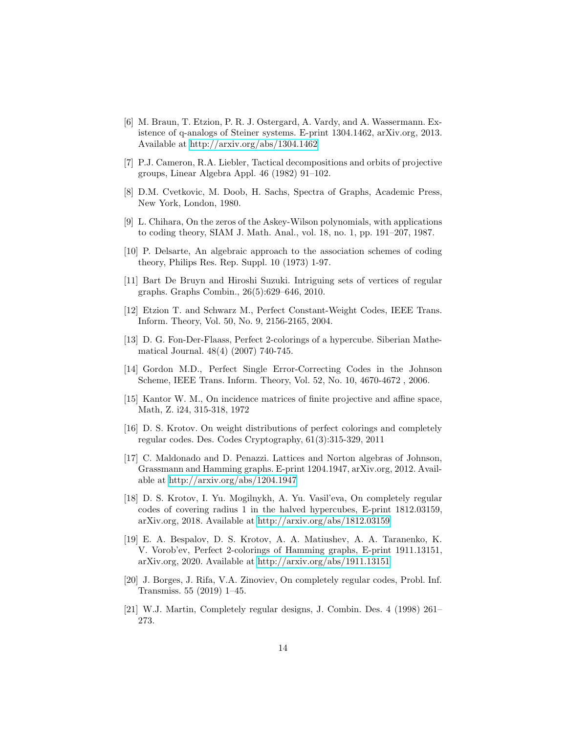[6] M. Braun, T. Etzion, P. R. J. Ostergard, A. Vardy, and A. Wassermann. Existence of q-analogs of Steiner systems. E-print 1304.1462, arXiv.org, 2013. Available at http://arxiv.org/abs/1304.1462

[7] P.J. Cameron, R.A. Liebler, Tactical decompositions and orbits of projective groups, Linear Algebra Appl. 46 (1982) 91–102.

[8] D.M. Cvetkovic, M. Doob, H. Sachs, Spectra of Graphs, Academic Press, New York, London, 1980.

[9] L. Chihara, On the zeros of the Askey-Wilson polynomials, with applications to coding theory, SIAM J. Math. Anal., vol. 18, no. 1, pp. 191–207, 1987.

[10] P. Delsarte, An algebraic approach to the association schemes of coding theory, Philips Res. Rep. Suppl. 10 (1973) 1-97.

[11] Bart De Bruyn and Hiroshi Suzuki. Intriguing sets of vertices of regular graphs. Graphs Combin., 26(5):629–646, 2010.

[12] Etzion T. and Schwarz M., Perfect Constant-Weight Codes, IEEE Trans. Inform. Theory, Vol. 50, No. 9, 2156-2165, 2004.

[13] D. G. Fon-Der-Flaass, Perfect 2-colorings of a hypercube. Siberian Mathematical Journal. 48(4) (2007) 740-745.

[14] Gordon M.D., Perfect Single Error-Correcting Codes in the Johnson Scheme, IEEE Trans. Inform. Theory, Vol. 52, No. 10, 4670-4672 , 2006.

[15] Kantor W. M., On incidence matrices of finite projective and affine space, Math, Z. i24, 315-318, 1972

[16] D. S. Krotov. On weight distributions of perfect colorings and completely regular codes. Des. Codes Cryptography, 61(3):315-329, 2011

[17] C. Maldonado and D. Penazzi. Lattices and Norton algebras of Johnson, Grassmann and Hamming graphs. E-print 1204.1947, arXiv.org, 2012. Available at http://arxiv.org/abs/1204.1947

[18] D. S. Krotov, I. Yu. Mogilnykh, A. Yu. Vasil'eva, On completely regular codes of covering radius 1 in the halved hypercubes, E-print 1812.03159, arXiv.org, 2018. Available at http://arxiv.org/abs/1812.03159

[19] E. A. Bespalov, D. S. Krotov, A. A. Matiushev, A. A. Taranenko, K. V. Vorob'ev, Perfect 2-colorings of Hamming graphs, E-print 1911.13151, arXiv.org, 2020. Available at http://arxiv.org/abs/1911.13151

[20] J. Borges, J. Rifa, V.A. Zinoviev, On completely regular codes, Probl. Inf. Transmiss. 55 (2019) 1–45.

[21] W.J. Martin, Completely regular designs, J. Combin. Des. 4 (1998) 261–273.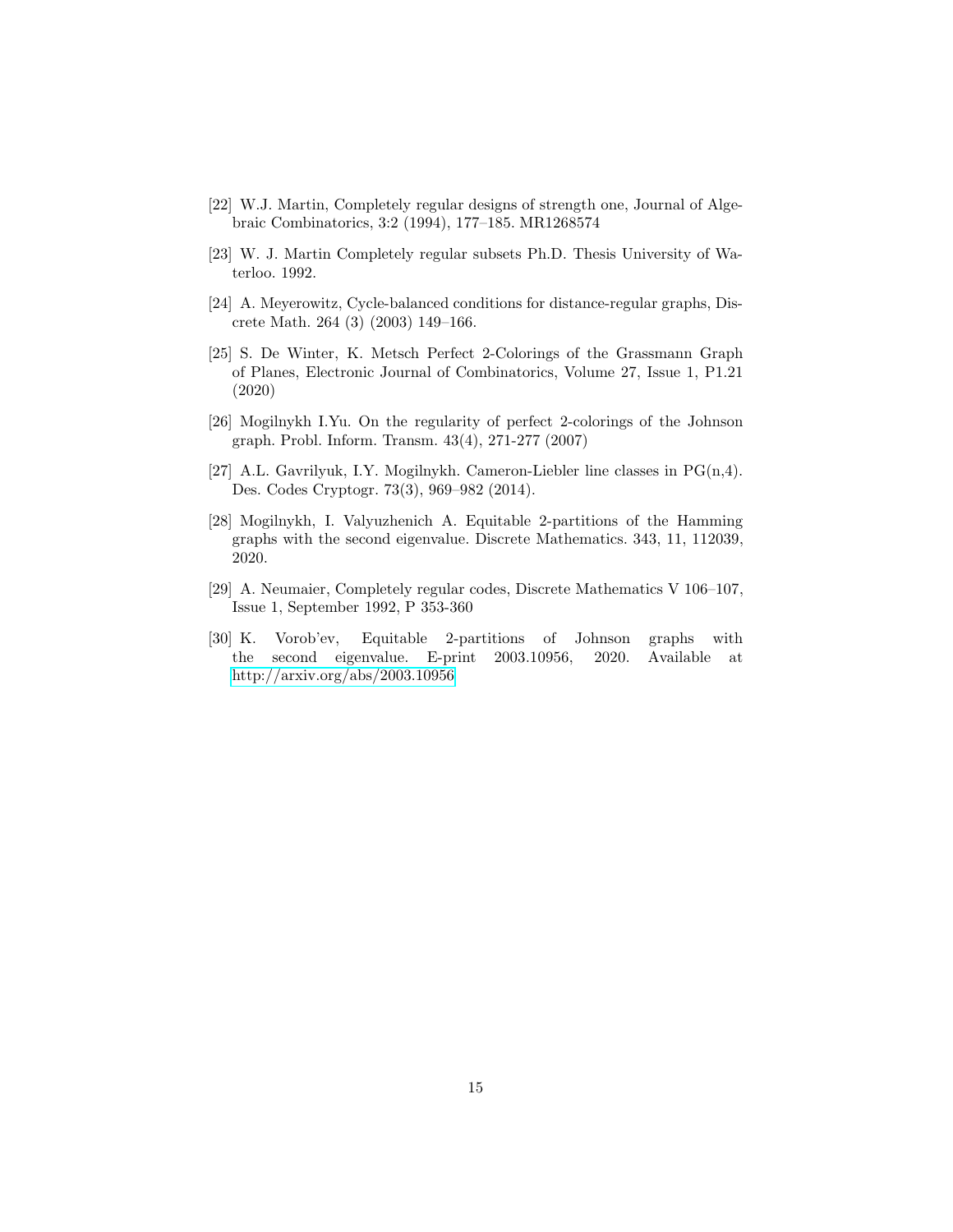[22] W.J. Martin, Completely regular designs of strength one, Journal of Algebraic Combinatorics, 3:2 (1994), 177–185. MR1268574

[23] W. J. Martin Completely regular subsets Ph.D. Thesis University of Waterloo. 1992.

[24] A. Meyerowitz, Cycle-balanced conditions for distance-regular graphs, Discrete Math. 264 (3) (2003) 149–166.

[25] S. De Winter, K. Metsch Perfect 2-Colorings of the Grassmann Graph of Planes, Electronic Journal of Combinatorics, Volume 27, Issue 1, P1.21 (2020)

[26] Mogilnykh I.Yu. On the regularity of perfect 2-colorings of the Johnson graph. Probl. Inform. Transm. 43(4), 271-277 (2007)

[27] A.L. Gavrilyuk, I.Y. Mogilnykh. Cameron-Liebler line classes in PG(n,4). Des. Codes Cryptogr. 73(3), 969–982 (2014).

[28] Mogilnykh, I. Valyuzhenich A. Equitable 2-partitions of the Hamming graphs with the second eigenvalue. Discrete Mathematics. 343, 11, 112039, 2020.

[29] A. Neumaier, Completely regular codes, Discrete Mathematics V 106–107, Issue 1, September 1992, P 353-360

[30] K. Vorob'ev, Equitable 2-partitions of Johnson graphs with the second eigenvalue. E-print 2003.10956, 2020. Available at http://arxiv.org/abs/2003.10956